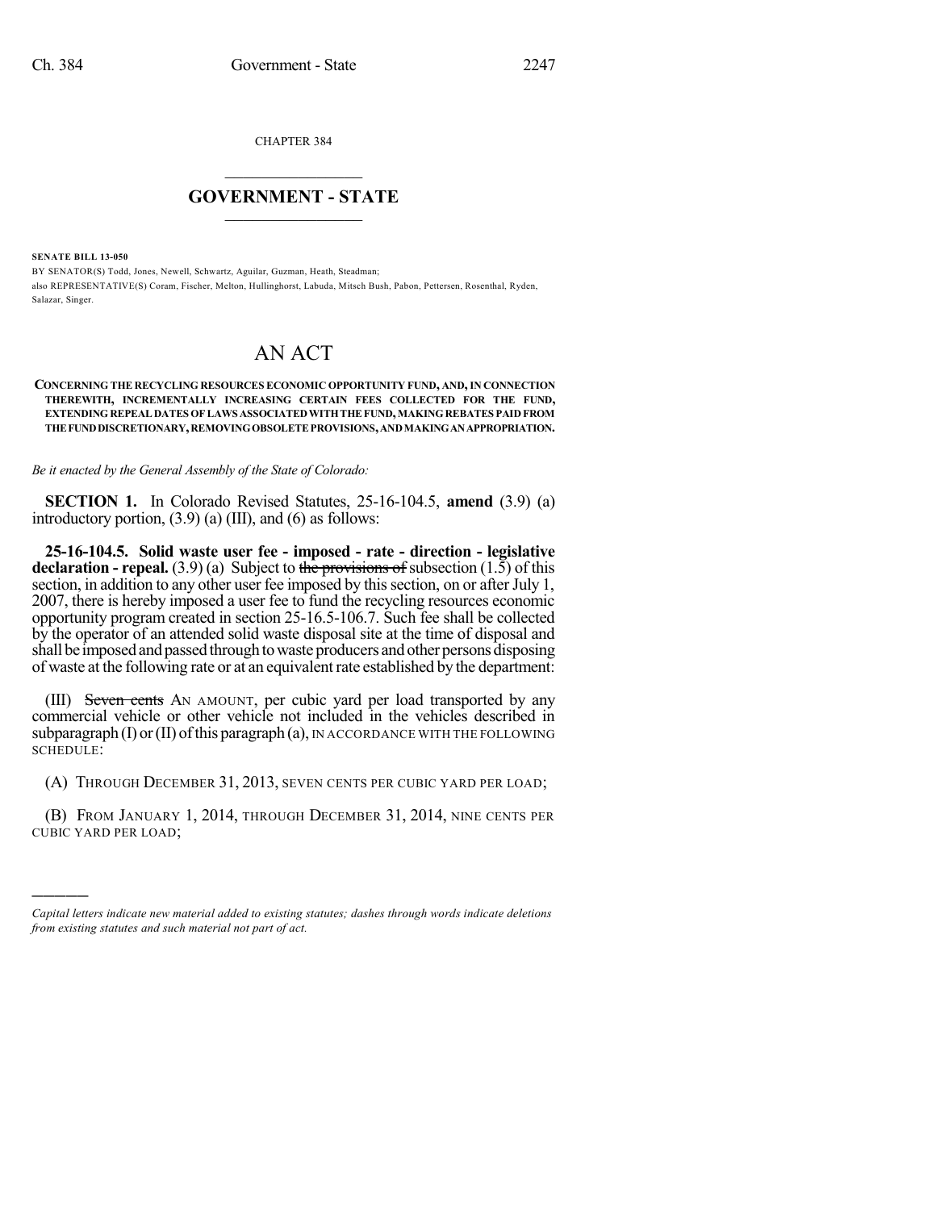CHAPTER 384

# GOVERNMENT - STATE

**SENATE BILL 13-050**

BY SENATOR(S) Todd, Jones, Newell, Schwartz, Aguilar, Guzman, Heath, Steadman;
also REPRESENTATIVE(S) Coram, Fischer, Melton, Hullinghorst, Labuda, Mitsch Bush, Pabon, Pettersen, Rosenthal, Ryden, Salazar, Singer.

# AN ACT

**CONCERNING THE RECYCLING RESOURCES ECONOMIC OPPORTUNITY FUND, AND, IN CONNECTION THEREWITH, INCREMENTALLY INCREASING CERTAIN FEES COLLECTED FOR THE FUND, EXTENDING REPEAL DATES OF LAWS ASSOCIATED WITH THE FUND, MAKING REBATES PAID FROM THE FUND DISCRETIONARY, REMOVING OBSOLETE PROVISIONS, AND MAKING AN APPROPRIATION.**

*Be it enacted by the General Assembly of the State of Colorado:*

**SECTION 1.** In Colorado Revised Statutes, 25-16-104.5, **amend** (3.9) (a) introductory portion, (3.9) (a) (III), and (6) as follows:

**25-16-104.5. Solid waste user fee - imposed - rate - direction - legislative declaration - repeal.** (3.9) (a) Subject to ~~the provisions of~~ subsection (1.5) of this section, in addition to any other user fee imposed by this section, on or after July 1, 2007, there is hereby imposed a user fee to fund the recycling resources economic opportunity program created in section 25-16.5-106.7. Such fee shall be collected by the operator of an attended solid waste disposal site at the time of disposal and shall be imposed and passed through to waste producers and other persons disposing of waste at the following rate or at an equivalent rate established by the department:

(III) ~~Seven cents~~ AN AMOUNT, per cubic yard per load transported by any commercial vehicle or other vehicle not included in the vehicles described in subparagraph (I) or (II) of this paragraph (a), IN ACCORDANCE WITH THE FOLLOWING SCHEDULE:

(A) THROUGH DECEMBER 31, 2013, SEVEN CENTS PER CUBIC YARD PER LOAD;

(B) FROM JANUARY 1, 2014, THROUGH DECEMBER 31, 2014, NINE CENTS PER CUBIC YARD PER LOAD;

---

*Capital letters indicate new material added to existing statutes; dashes through words indicate deletions from existing statutes and such material not part of act.*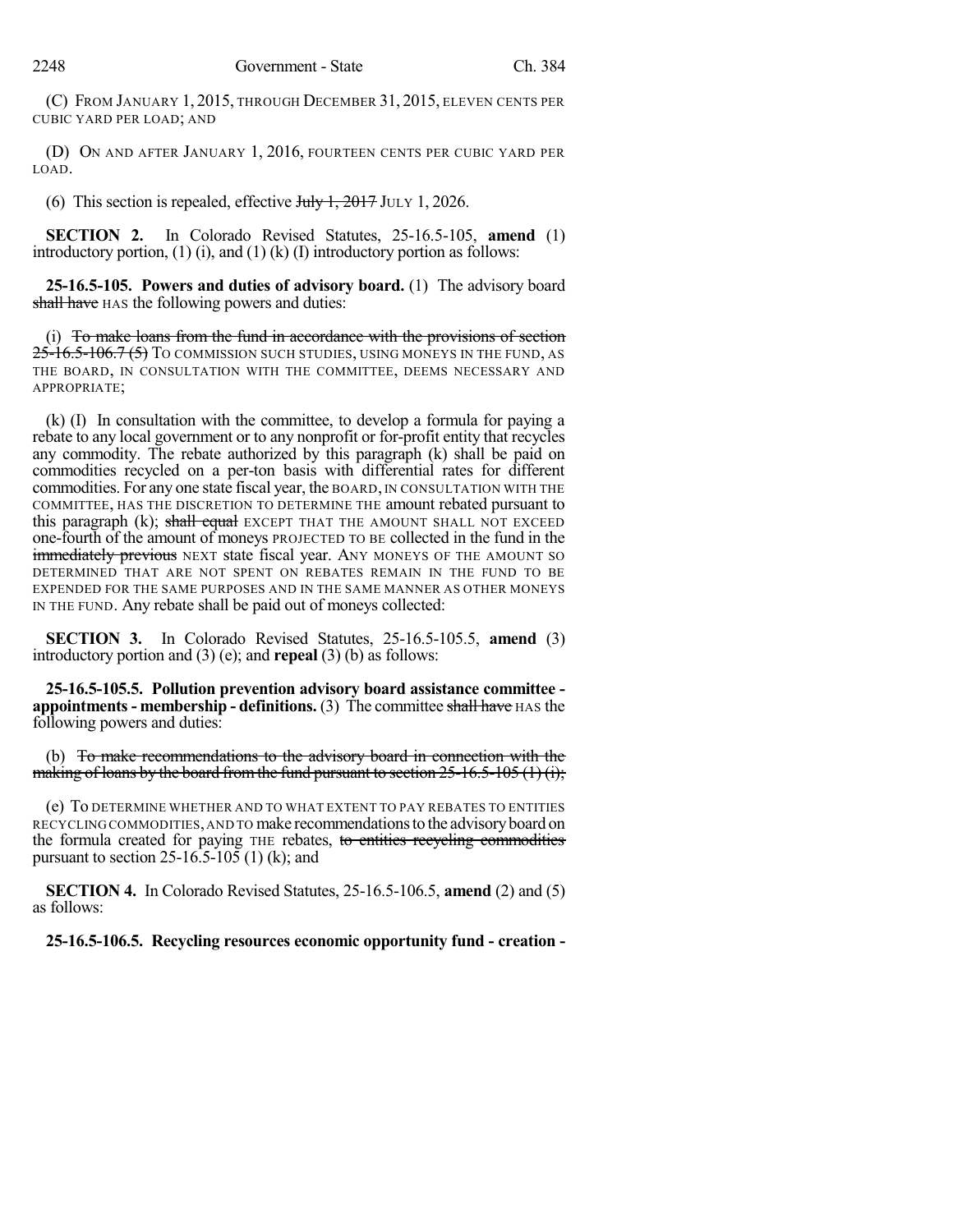(C) FROM JANUARY 1, 2015, THROUGH DECEMBER 31, 2015, ELEVEN CENTS PER CUBIC YARD PER LOAD; AND

(D) ON AND AFTER JANUARY 1, 2016, FOURTEEN CENTS PER CUBIC YARD PER LOAD.

(6) This section is repealed, effective ~~July 1, 2017~~ JULY 1, 2026.

**SECTION 2.** In Colorado Revised Statutes, 25-16.5-105, **amend** (1) introductory portion, (1) (i), and (1) (k) (I) introductory portion as follows:

**25-16.5-105. Powers and duties of advisory board.** (1) The advisory board ~~shall have~~ HAS the following powers and duties:

(i) ~~To make loans from the fund in accordance with the provisions of section 25-16.5-106.7 (5)~~ TO COMMISSION SUCH STUDIES, USING MONEYS IN THE FUND, AS THE BOARD, IN CONSULTATION WITH THE COMMITTEE, DEEMS NECESSARY AND APPROPRIATE;

(k) (I) In consultation with the committee, to develop a formula for paying a rebate to any local government or to any nonprofit or for-profit entity that recycles any commodity. The rebate authorized by this paragraph (k) shall be paid on commodities recycled on a per-ton basis with differential rates for different commodities. For any one state fiscal year, the BOARD, IN CONSULTATION WITH THE COMMITTEE, HAS THE DISCRETION TO DETERMINE THE amount rebated pursuant to this paragraph (k); ~~shall equal~~ EXCEPT THAT THE AMOUNT SHALL NOT EXCEED one-fourth of the amount of moneys PROJECTED TO BE collected in the fund in the ~~immediately previous~~ NEXT state fiscal year. ANY MONEYS OF THE AMOUNT SO DETERMINED THAT ARE NOT SPENT ON REBATES REMAIN IN THE FUND TO BE EXPENDED FOR THE SAME PURPOSES AND IN THE SAME MANNER AS OTHER MONEYS IN THE FUND. Any rebate shall be paid out of moneys collected:

**SECTION 3.** In Colorado Revised Statutes, 25-16.5-105.5, **amend** (3) introductory portion and (3) (e); and **repeal** (3) (b) as follows:

**25-16.5-105.5. Pollution prevention advisory board assistance committee - appointments - membership - definitions.** (3) The committee ~~shall have~~ HAS the following powers and duties:

(b) ~~To make recommendations to the advisory board in connection with the making of loans by the board from the fund pursuant to section 25-16.5-105 (1) (i);~~

(e) TO DETERMINE WHETHER AND TO WHAT EXTENT TO PAY REBATES TO ENTITIES RECYCLING COMMODITIES, AND TO make recommendations to the advisory board on the formula created for paying THE rebates, ~~to entities recycling commodities~~ pursuant to section 25-16.5-105 (1) (k); and

**SECTION 4.** In Colorado Revised Statutes, 25-16.5-106.5, **amend** (2) and (5) as follows:

**25-16.5-106.5. Recycling resources economic opportunity fund - creation -**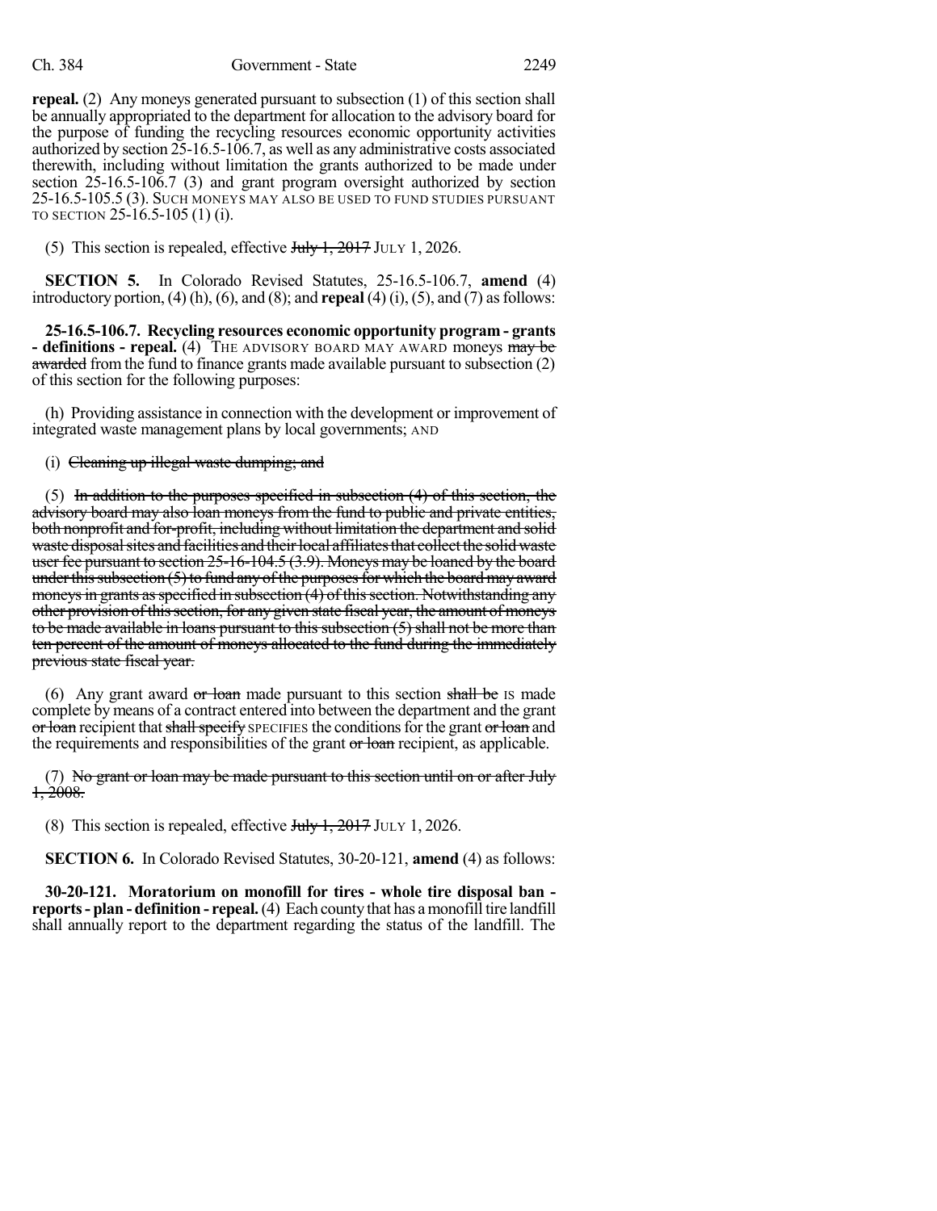**repeal.** (2) Any moneys generated pursuant to subsection (1) of this section shall be annually appropriated to the department for allocation to the advisory board for the purpose of funding the recycling resources economic opportunity activities authorized by section 25-16.5-106.7, as well as any administrative costs associated therewith, including without limitation the grants authorized to be made under section 25-16.5-106.7 (3) and grant program oversight authorized by section 25-16.5-105.5 (3). SUCH MONEYS MAY ALSO BE USED TO FUND STUDIES PURSUANT TO SECTION 25-16.5-105 (1) (i).

(5) This section is repealed, effective ~~July 1, 2017~~ JULY 1, 2026.

**SECTION 5.** In Colorado Revised Statutes, 25-16.5-106.7, **amend** (4) introductory portion, (4) (h), (6), and (8); and **repeal** (4) (i), (5), and (7) as follows:

**25-16.5-106.7. Recycling resources economic opportunity program - grants - definitions - repeal.** (4) THE ADVISORY BOARD MAY AWARD moneys ~~may be awarded~~ from the fund to finance grants made available pursuant to subsection (2) of this section for the following purposes:

(h) Providing assistance in connection with the development or improvement of integrated waste management plans by local governments; AND

(i) ~~Cleaning up illegal waste dumping; and~~

(5) ~~In addition to the purposes specified in subsection (4) of this section, the advisory board may also loan moneys from the fund to public and private entities, both nonprofit and for-profit, including without limitation the department and solid waste disposal sites and facilities and their local affiliates that collect the solid waste user fee pursuant to section 25-16-104.5 (3.9). Moneys may be loaned by the board under this subsection (5) to fund any of the purposes for which the board may award moneys in grants as specified in subsection (4) of this section. Notwithstanding any other provision of this section, for any given state fiscal year, the amount of moneys to be made available in loans pursuant to this subsection (5) shall not be more than ten percent of the amount of moneys allocated to the fund during the immediately previous state fiscal year.~~

(6) Any grant award ~~or loan~~ made pursuant to this section ~~shall be~~ IS made complete by means of a contract entered into between the department and the grant ~~or loan~~ recipient that ~~shall specify~~ SPECIFIES the conditions for the grant ~~or loan~~ and the requirements and responsibilities of the grant ~~or loan~~ recipient, as applicable.

(7) ~~No grant or loan may be made pursuant to this section until on or after July 1, 2008.~~

(8) This section is repealed, effective ~~July 1, 2017~~ JULY 1, 2026.

**SECTION 6.** In Colorado Revised Statutes, 30-20-121, **amend** (4) as follows:

**30-20-121. Moratorium on monofill for tires - whole tire disposal ban - reports - plan - definition - repeal.** (4) Each county that has a monofill tire landfill shall annually report to the department regarding the status of the landfill. The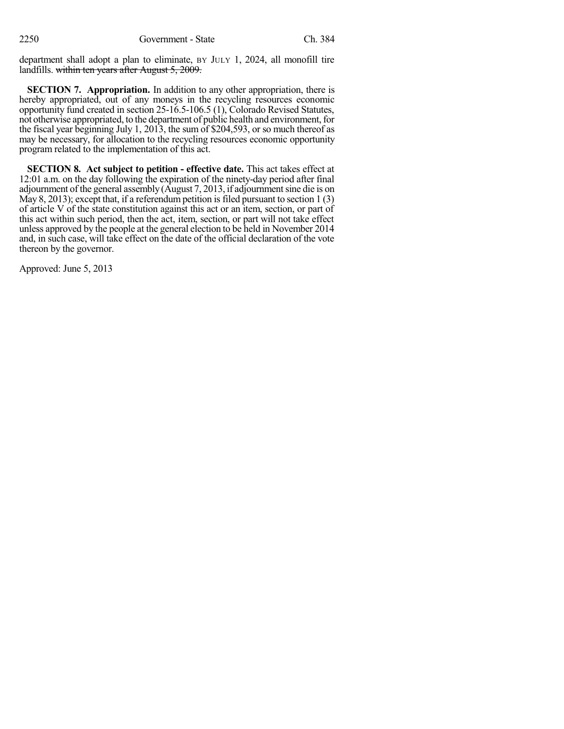department shall adopt a plan to eliminate, BY JULY 1, 2024, all monofill tire landfills. ~~within ten years after August 5, 2009.~~

**SECTION 7. Appropriation.** In addition to any other appropriation, there is hereby appropriated, out of any moneys in the recycling resources economic opportunity fund created in section 25-16.5-106.5 (1), Colorado Revised Statutes, not otherwise appropriated, to the department of public health and environment, for the fiscal year beginning July 1, 2013, the sum of $204,593, or so much thereof as may be necessary, for allocation to the recycling resources economic opportunity program related to the implementation of this act.

**SECTION 8. Act subject to petition - effective date.** This act takes effect at 12:01 a.m. on the day following the expiration of the ninety-day period after final adjournment of the general assembly (August 7, 2013, if adjournment sine die is on May 8, 2013); except that, if a referendum petition is filed pursuant to section 1 (3) of article V of the state constitution against this act or an item, section, or part of this act within such period, then the act, item, section, or part will not take effect unless approved by the people at the general election to be held in November 2014 and, in such case, will take effect on the date of the official declaration of the vote thereon by the governor.

Approved: June 5, 2013